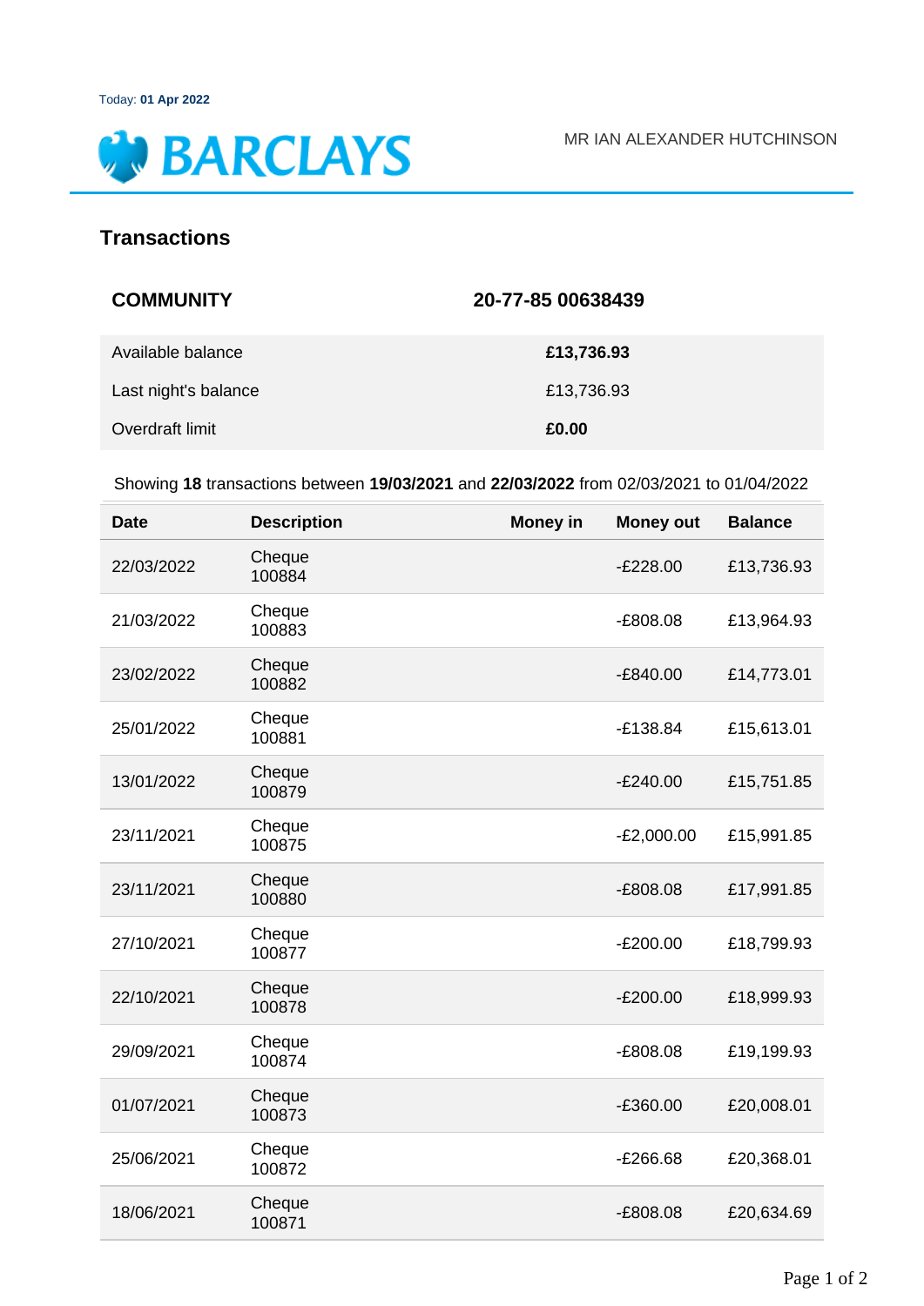Today: **01 Apr 2022**

BARCLAYS

MR IAN ALEXANDER HUTCHINSON

## Transactions

| **COMMUNITY** | **20-77-85 00638439** |
|---|---|
| Available balance | **£13,736.93** |
| Last night's balance | £13,736.93 |
| Overdraft limit | **£0.00** |

Showing **18** transactions between **19/03/2021** and **22/03/2022** from 02/03/2021 to 01/04/2022

| Date | Description | Money in | Money out | Balance |
|---|---|---|---|---|
| 22/03/2022 | Cheque 100884 | | -£228.00 | £13,736.93 |
| 21/03/2022 | Cheque 100883 | | -£808.08 | £13,964.93 |
| 23/02/2022 | Cheque 100882 | | -£840.00 | £14,773.01 |
| 25/01/2022 | Cheque 100881 | | -£138.84 | £15,613.01 |
| 13/01/2022 | Cheque 100879 | | -£240.00 | £15,751.85 |
| 23/11/2021 | Cheque 100875 | | -£2,000.00 | £15,991.85 |
| 23/11/2021 | Cheque 100880 | | -£808.08 | £17,991.85 |
| 27/10/2021 | Cheque 100877 | | -£200.00 | £18,799.93 |
| 22/10/2021 | Cheque 100878 | | -£200.00 | £18,999.93 |
| 29/09/2021 | Cheque 100874 | | -£808.08 | £19,199.93 |
| 01/07/2021 | Cheque 100873 | | -£360.00 | £20,008.01 |
| 25/06/2021 | Cheque 100872 | | -£266.68 | £20,368.01 |
| 18/06/2021 | Cheque 100871 | | -£808.08 | £20,634.69 |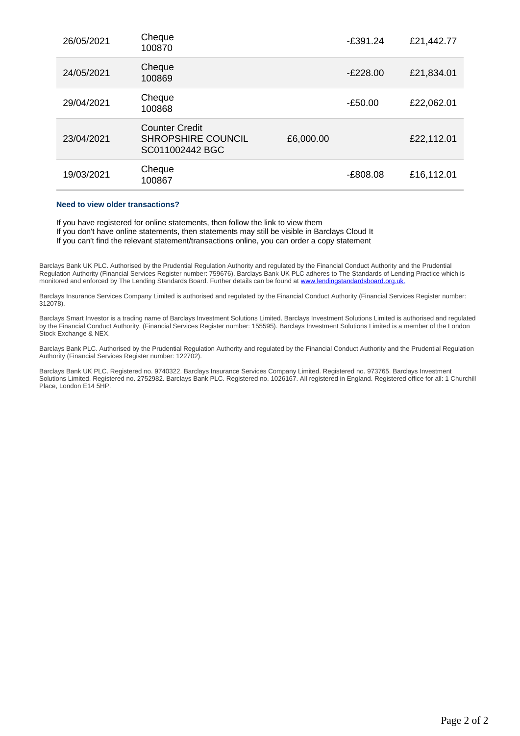| | | | | |
|---|---|---|---|---|
| 26/05/2021 | Cheque 100870 | | -£391.24 | £21,442.77 |
| 24/05/2021 | Cheque 100869 | | -£228.00 | £21,834.01 |
| 29/04/2021 | Cheque 100868 | | -£50.00 | £22,062.01 |
| 23/04/2021 | Counter Credit SHROPSHIRE COUNCIL SC011002442 BGC | £6,000.00 | | £22,112.01 |
| 19/03/2021 | Cheque 100867 | | -£808.08 | £16,112.01 |

**Need to view older transactions?**

If you have registered for online statements, then follow the link to view them
If you don't have online statements, then statements may still be visible in Barclays Cloud It
If you can't find the relevant statement/transactions online, you can order a copy statement

Barclays Bank UK PLC. Authorised by the Prudential Regulation Authority and regulated by the Financial Conduct Authority and the Prudential Regulation Authority (Financial Services Register number: 759676). Barclays Bank UK PLC adheres to The Standards of Lending Practice which is monitored and enforced by The Lending Standards Board. Further details can be found at www.lendingstandardsboard.org.uk.

Barclays Insurance Services Company Limited is authorised and regulated by the Financial Conduct Authority (Financial Services Register number: 312078).

Barclays Smart Investor is a trading name of Barclays Investment Solutions Limited. Barclays Investment Solutions Limited is authorised and regulated by the Financial Conduct Authority. (Financial Services Register number: 155595). Barclays Investment Solutions Limited is a member of the London Stock Exchange & NEX.

Barclays Bank PLC. Authorised by the Prudential Regulation Authority and regulated by the Financial Conduct Authority and the Prudential Regulation Authority (Financial Services Register number: 122702).

Barclays Bank UK PLC. Registered no. 9740322. Barclays Insurance Services Company Limited. Registered no. 973765. Barclays Investment Solutions Limited. Registered no. 2752982. Barclays Bank PLC. Registered no. 1026167. All registered in England. Registered office for all: 1 Churchill Place, London E14 5HP.